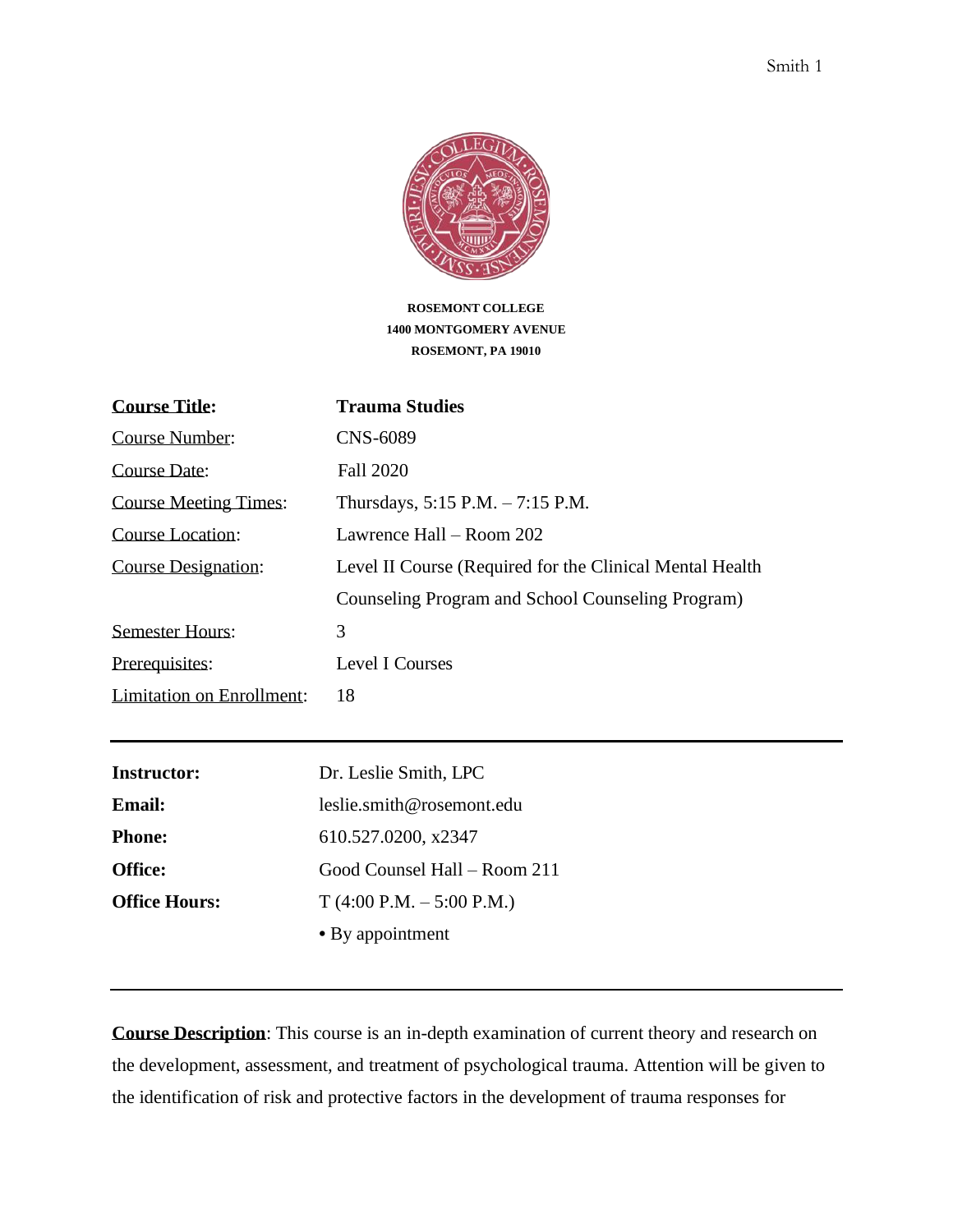**ROSEMONT COLLEGE**
**1400 MONTGOMERY AVENUE**
**ROSEMONT, PA 19010**

| | |
|---|---|
| **Course Title:** | **Trauma Studies** |
| Course Number: | CNS-6089 |
| Course Date: | Fall 2020 |
| Course Meeting Times: | Thursdays, 5:15 P.M. – 7:15 P.M. |
| Course Location: | Lawrence Hall – Room 202 |
| Course Designation: | Level II Course (Required for the Clinical Mental Health Counseling Program and School Counseling Program) |
| Semester Hours: | 3 |
| Prerequisites: | Level I Courses |
| Limitation on Enrollment: | 18 |

---

| | |
|---|---|
| **Instructor:** | Dr. Leslie Smith, LPC |
| **Email:** | leslie.smith@rosemont.edu |
| **Phone:** | 610.527.0200, x2347 |
| **Office:** | Good Counsel Hall – Room 211 |
| **Office Hours:** | T (4:00 P.M. – 5:00 P.M.) |
| | • By appointment |

---

**Course Description**: This course is an in-depth examination of current theory and research on the development, assessment, and treatment of psychological trauma. Attention will be given to the identification of risk and protective factors in the development of trauma responses for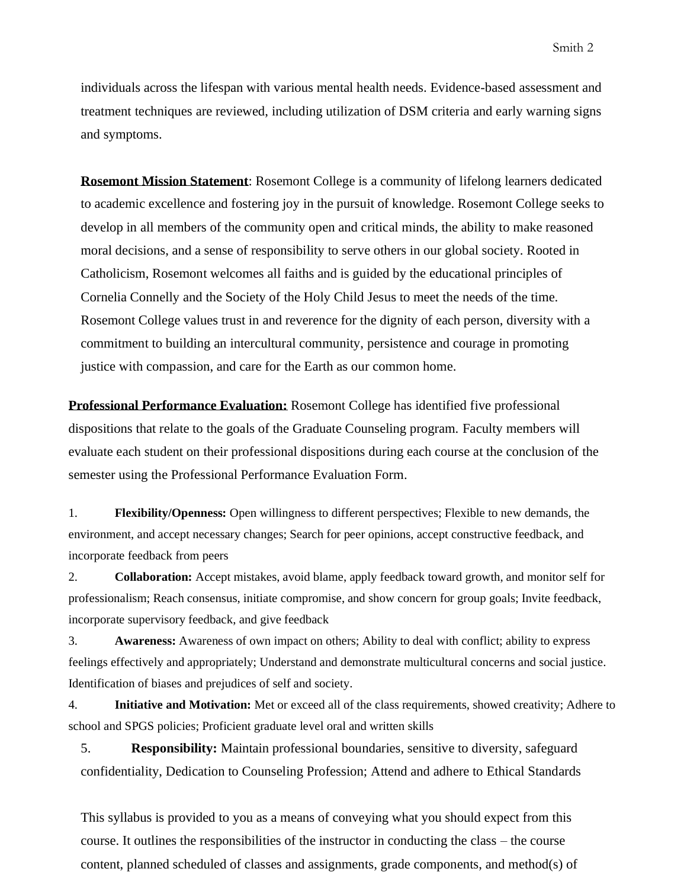individuals across the lifespan with various mental health needs. Evidence-based assessment and treatment techniques are reviewed, including utilization of DSM criteria and early warning signs and symptoms.

**Rosemont Mission Statement**: Rosemont College is a community of lifelong learners dedicated to academic excellence and fostering joy in the pursuit of knowledge. Rosemont College seeks to develop in all members of the community open and critical minds, the ability to make reasoned moral decisions, and a sense of responsibility to serve others in our global society. Rooted in Catholicism, Rosemont welcomes all faiths and is guided by the educational principles of Cornelia Connelly and the Society of the Holy Child Jesus to meet the needs of the time. Rosemont College values trust in and reverence for the dignity of each person, diversity with a commitment to building an intercultural community, persistence and courage in promoting justice with compassion, and care for the Earth as our common home.

**Professional Performance Evaluation:** Rosemont College has identified five professional dispositions that relate to the goals of the Graduate Counseling program. Faculty members will evaluate each student on their professional dispositions during each course at the conclusion of the semester using the Professional Performance Evaluation Form.

1. **Flexibility/Openness:** Open willingness to different perspectives; Flexible to new demands, the environment, and accept necessary changes; Search for peer opinions, accept constructive feedback, and incorporate feedback from peers
2. **Collaboration:** Accept mistakes, avoid blame, apply feedback toward growth, and monitor self for professionalism; Reach consensus, initiate compromise, and show concern for group goals; Invite feedback, incorporate supervisory feedback, and give feedback
3. **Awareness:** Awareness of own impact on others; Ability to deal with conflict; ability to express feelings effectively and appropriately; Understand and demonstrate multicultural concerns and social justice. Identification of biases and prejudices of self and society.
4. **Initiative and Motivation:** Met or exceed all of the class requirements, showed creativity; Adhere to school and SPGS policies; Proficient graduate level oral and written skills
5. **Responsibility:** Maintain professional boundaries, sensitive to diversity, safeguard confidentiality, Dedication to Counseling Profession; Attend and adhere to Ethical Standards

This syllabus is provided to you as a means of conveying what you should expect from this course. It outlines the responsibilities of the instructor in conducting the class – the course content, planned scheduled of classes and assignments, grade components, and method(s) of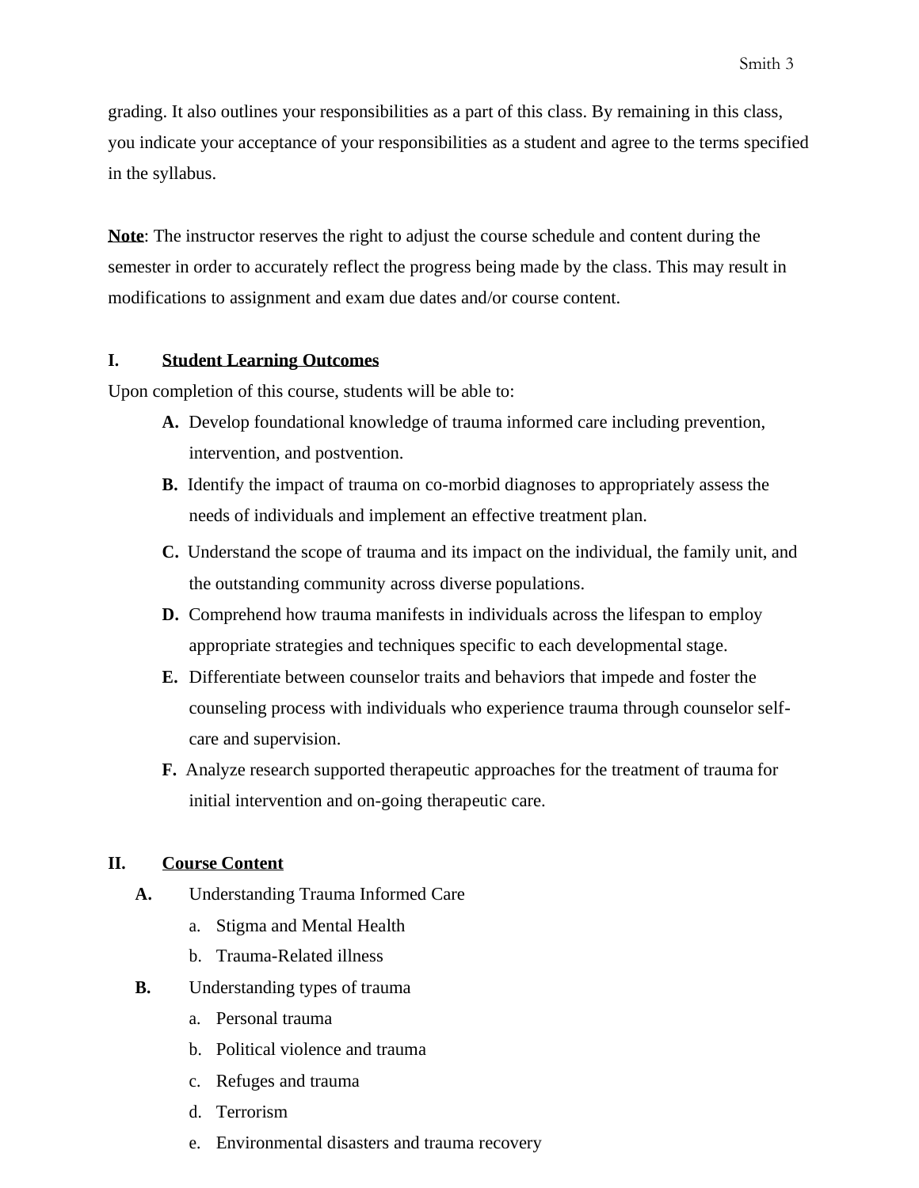grading. It also outlines your responsibilities as a part of this class. By remaining in this class, you indicate your acceptance of your responsibilities as a student and agree to the terms specified in the syllabus.

**<u>Note</u>**: The instructor reserves the right to adjust the course schedule and content during the semester in order to accurately reflect the progress being made by the class. This may result in modifications to assignment and exam due dates and/or course content.

## I. <u>Student Learning Outcomes</u>

Upon completion of this course, students will be able to:

- **A.** Develop foundational knowledge of trauma informed care including prevention, intervention, and postvention.
- **B.** Identify the impact of trauma on co-morbid diagnoses to appropriately assess the needs of individuals and implement an effective treatment plan.
- **C.** Understand the scope of trauma and its impact on the individual, the family unit, and the outstanding community across diverse populations.
- **D.** Comprehend how trauma manifests in individuals across the lifespan to employ appropriate strategies and techniques specific to each developmental stage.
- **E.** Differentiate between counselor traits and behaviors that impede and foster the counseling process with individuals who experience trauma through counselor self-care and supervision.
- **F.** Analyze research supported therapeutic approaches for the treatment of trauma for initial intervention and on-going therapeutic care.

## II. <u>Course Content</u>

- **A.** Understanding Trauma Informed Care
  - a. Stigma and Mental Health
  - b. Trauma-Related illness
- **B.** Understanding types of trauma
  - a. Personal trauma
  - b. Political violence and trauma
  - c. Refuges and trauma
  - d. Terrorism
  - e. Environmental disasters and trauma recovery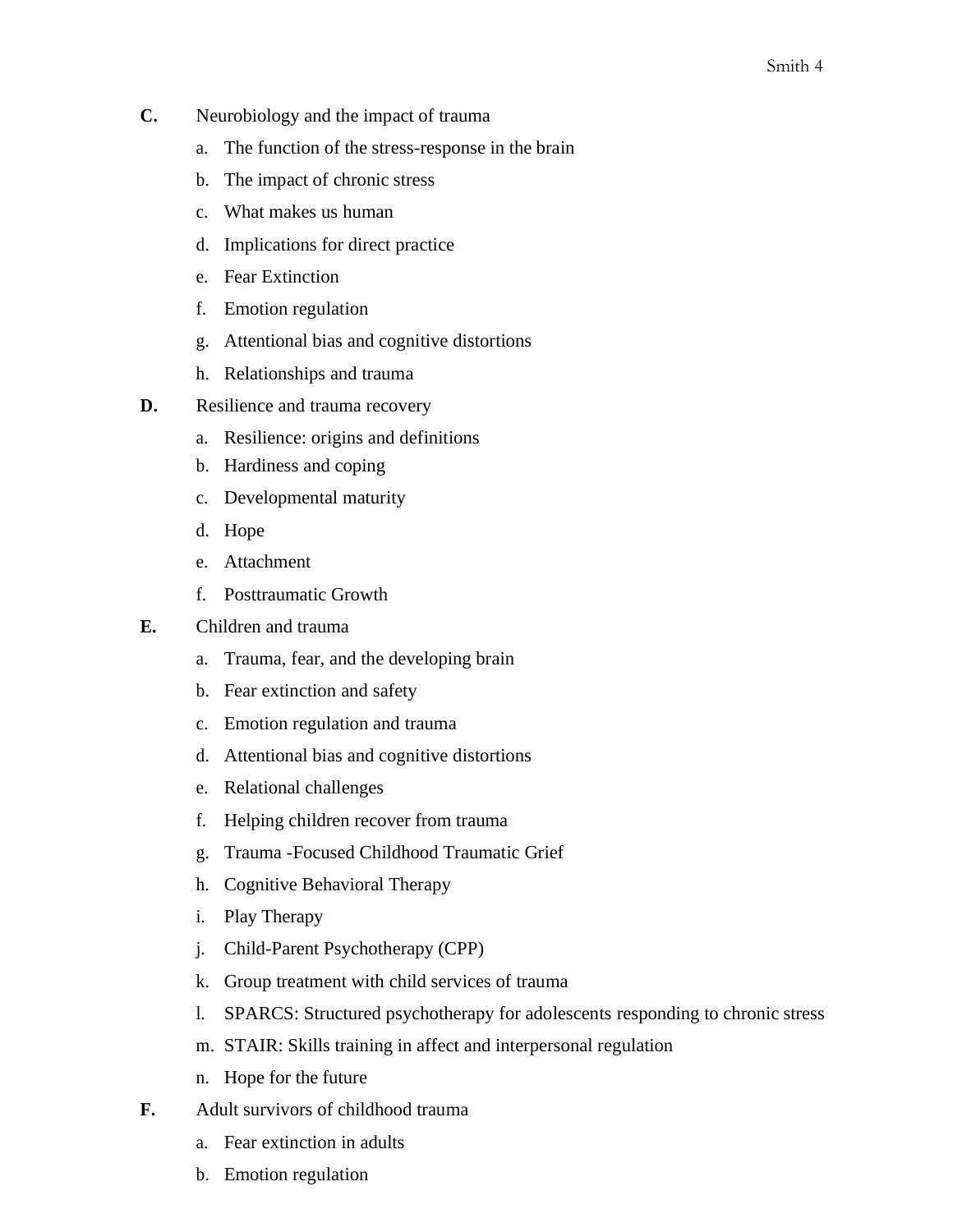**C.** Neurobiology and the impact of trauma

a. The function of the stress-response in the brain
b. The impact of chronic stress
c. What makes us human
d. Implications for direct practice
e. Fear Extinction
f. Emotion regulation
g. Attentional bias and cognitive distortions
h. Relationships and trauma

**D.** Resilience and trauma recovery

a. Resilience: origins and definitions
b. Hardiness and coping
c. Developmental maturity
d. Hope
e. Attachment
f. Posttraumatic Growth

**E.** Children and trauma

a. Trauma, fear, and the developing brain
b. Fear extinction and safety
c. Emotion regulation and trauma
d. Attentional bias and cognitive distortions
e. Relational challenges
f. Helping children recover from trauma
g. Trauma -Focused Childhood Traumatic Grief
h. Cognitive Behavioral Therapy
i. Play Therapy
j. Child-Parent Psychotherapy (CPP)
k. Group treatment with child services of trauma
l. SPARCS: Structured psychotherapy for adolescents responding to chronic stress
m. STAIR: Skills training in affect and interpersonal regulation
n. Hope for the future

**F.** Adult survivors of childhood trauma

a. Fear extinction in adults
b. Emotion regulation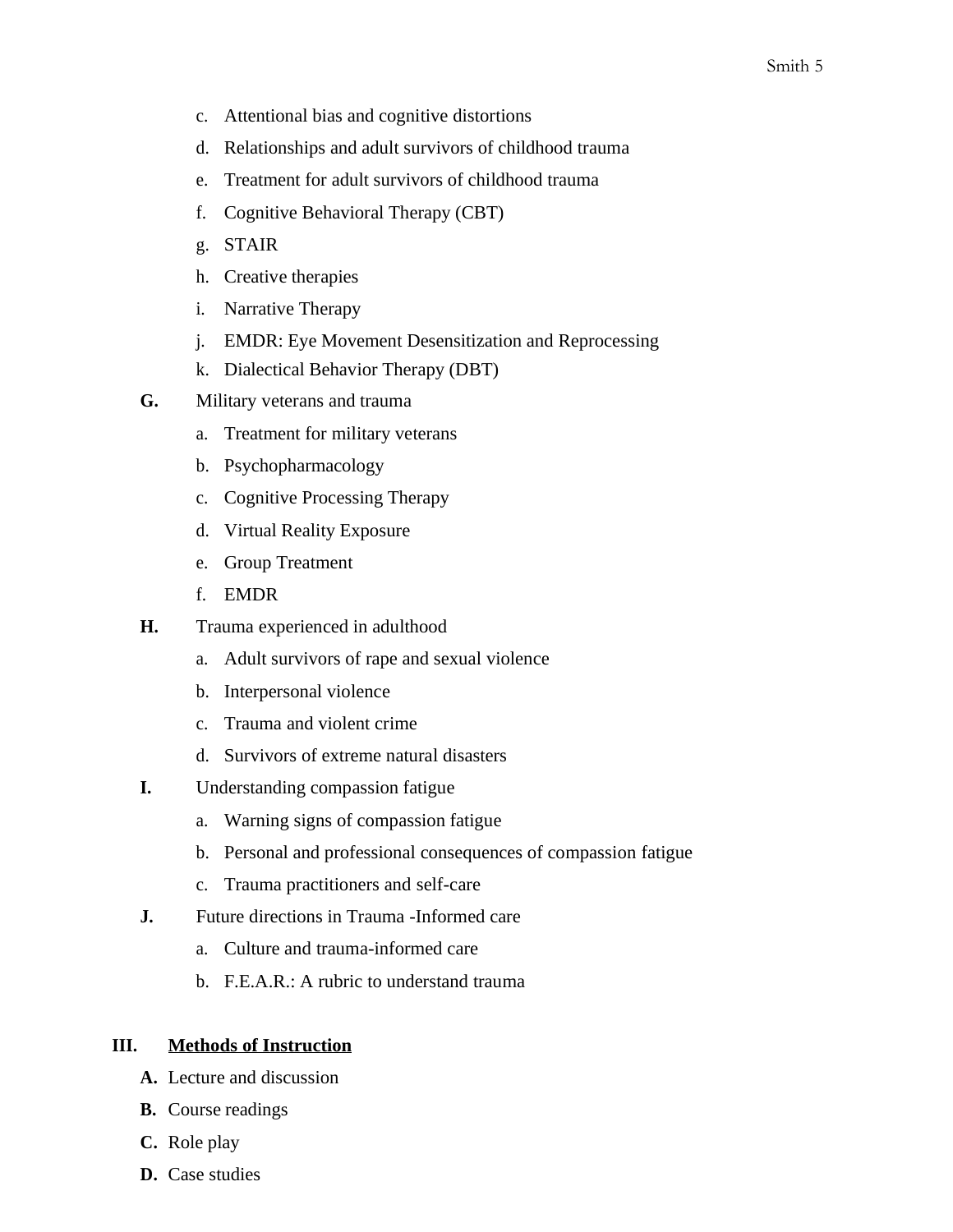c. Attentional bias and cognitive distortions
   d. Relationships and adult survivors of childhood trauma
   e. Treatment for adult survivors of childhood trauma
   f. Cognitive Behavioral Therapy (CBT)
   g. STAIR
   h. Creative therapies
   i. Narrative Therapy
   j. EMDR: Eye Movement Desensitization and Reprocessing
   k. Dialectical Behavior Therapy (DBT)

**G.** Military veterans and trauma
   a. Treatment for military veterans
   b. Psychopharmacology
   c. Cognitive Processing Therapy
   d. Virtual Reality Exposure
   e. Group Treatment
   f. EMDR

**H.** Trauma experienced in adulthood
   a. Adult survivors of rape and sexual violence
   b. Interpersonal violence
   c. Trauma and violent crime
   d. Survivors of extreme natural disasters

**I.** Understanding compassion fatigue
   a. Warning signs of compassion fatigue
   b. Personal and professional consequences of compassion fatigue
   c. Trauma practitioners and self-care

**J.** Future directions in Trauma -Informed care
   a. Culture and trauma-informed care
   b. F.E.A.R.: A rubric to understand trauma

**III. <u>Methods of Instruction</u>**

**A.** Lecture and discussion
**B.** Course readings
**C.** Role play
**D.** Case studies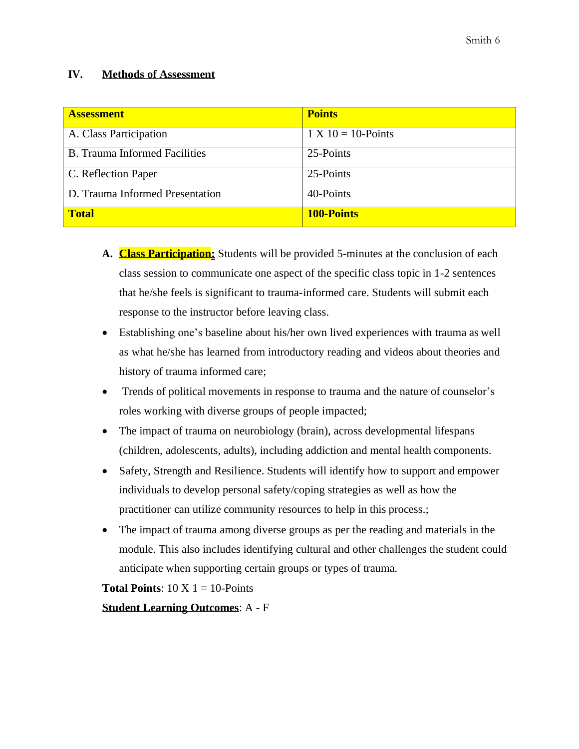## IV. **Methods of Assessment**

| **Assessment** | **Points** |
|---|---|
| A. Class Participation | 1 X 10 = 10-Points |
| B. Trauma Informed Facilities | 25-Points |
| C. Reflection Paper | 25-Points |
| D. Trauma Informed Presentation | 40-Points |
| **Total** | **100-Points** |

**A. Class Participation:** Students will be provided 5-minutes at the conclusion of each class session to communicate one aspect of the specific class topic in 1-2 sentences that he/she feels is significant to trauma-informed care. Students will submit each response to the instructor before leaving class.

- Establishing one's baseline about his/her own lived experiences with trauma as well as what he/she has learned from introductory reading and videos about theories and history of trauma informed care;
- Trends of political movements in response to trauma and the nature of counselor's roles working with diverse groups of people impacted;
- The impact of trauma on neurobiology (brain), across developmental lifespans (children, adolescents, adults), including addiction and mental health components.
- Safety, Strength and Resilience. Students will identify how to support and empower individuals to develop personal safety/coping strategies as well as how the practitioner can utilize community resources to help in this process.;
- The impact of trauma among diverse groups as per the reading and materials in the module. This also includes identifying cultural and other challenges the student could anticipate when supporting certain groups or types of trauma.

**Total Points**: 10 X 1 = 10-Points

**Student Learning Outcomes**: A - F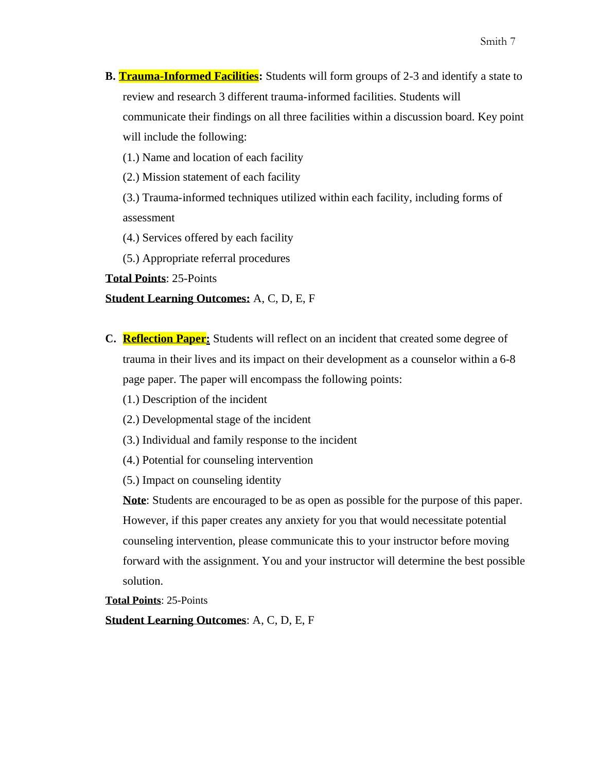**B. Trauma-Informed Facilities:** Students will form groups of 2-3 and identify a state to review and research 3 different trauma-informed facilities. Students will communicate their findings on all three facilities within a discussion board. Key point will include the following:

(1.) Name and location of each facility

(2.) Mission statement of each facility

(3.) Trauma-informed techniques utilized within each facility, including forms of assessment

(4.) Services offered by each facility

(5.) Appropriate referral procedures

**Total Points**: 25-Points

**Student Learning Outcomes:** A, C, D, E, F

**C. Reflection Paper:** Students will reflect on an incident that created some degree of trauma in their lives and its impact on their development as a counselor within a 6-8 page paper. The paper will encompass the following points:

(1.) Description of the incident

(2.) Developmental stage of the incident

(3.) Individual and family response to the incident

(4.) Potential for counseling intervention

(5.) Impact on counseling identity

**Note**: Students are encouraged to be as open as possible for the purpose of this paper. However, if this paper creates any anxiety for you that would necessitate potential counseling intervention, please communicate this to your instructor before moving forward with the assignment. You and your instructor will determine the best possible solution.

**Total Points**: 25-Points

**Student Learning Outcomes**: A, C, D, E, F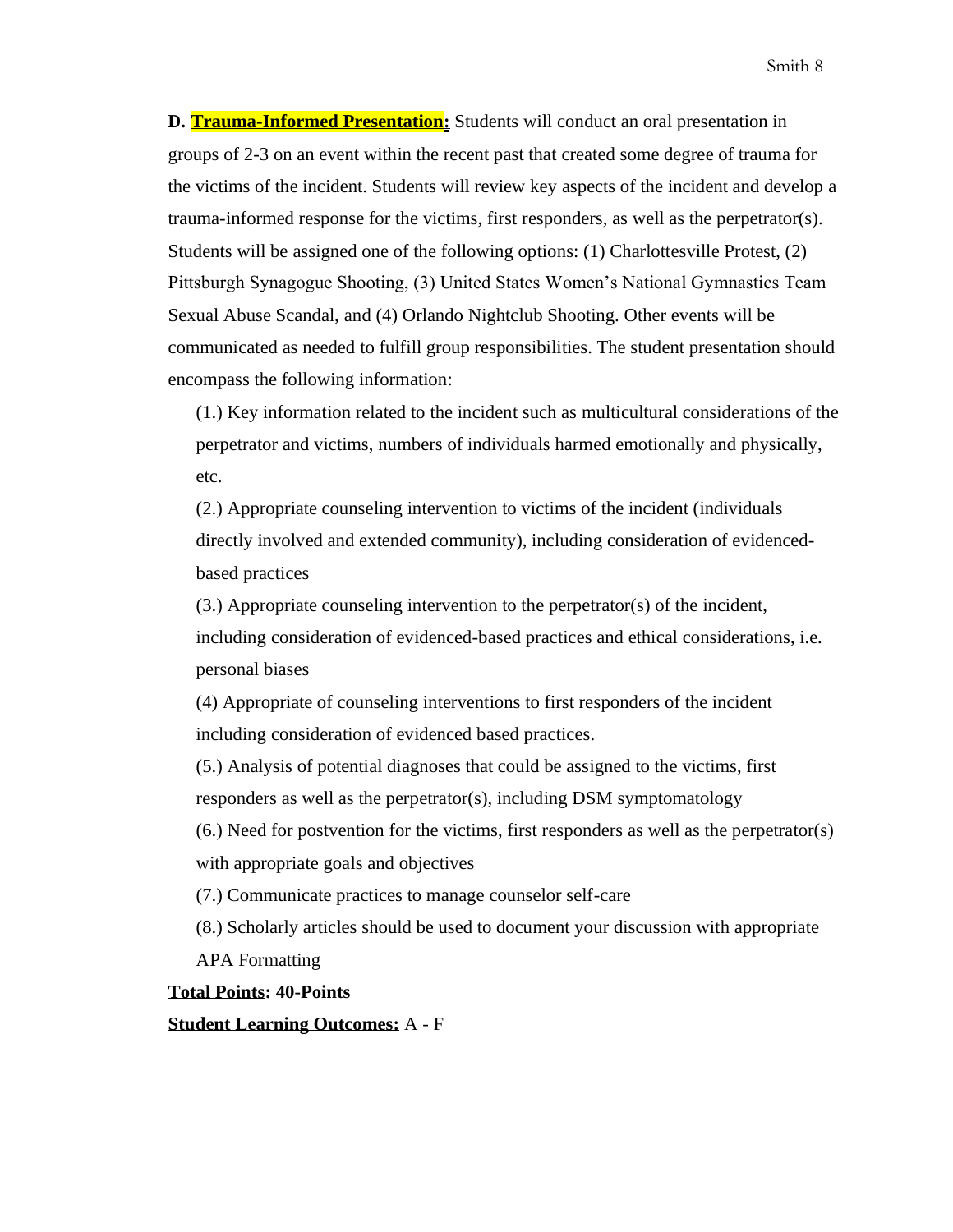**D. <u>Trauma-Informed Presentation</u>:** Students will conduct an oral presentation in groups of 2-3 on an event within the recent past that created some degree of trauma for the victims of the incident. Students will review key aspects of the incident and develop a trauma-informed response for the victims, first responders, as well as the perpetrator(s). Students will be assigned one of the following options: (1) Charlottesville Protest, (2) Pittsburgh Synagogue Shooting, (3) United States Women's National Gymnastics Team Sexual Abuse Scandal, and (4) Orlando Nightclub Shooting. Other events will be communicated as needed to fulfill group responsibilities. The student presentation should encompass the following information:

(1.) Key information related to the incident such as multicultural considerations of the perpetrator and victims, numbers of individuals harmed emotionally and physically, etc.

(2.) Appropriate counseling intervention to victims of the incident (individuals directly involved and extended community), including consideration of evidenced-based practices

(3.) Appropriate counseling intervention to the perpetrator(s) of the incident, including consideration of evidenced-based practices and ethical considerations, i.e. personal biases

(4) Appropriate of counseling interventions to first responders of the incident including consideration of evidenced based practices.

(5.) Analysis of potential diagnoses that could be assigned to the victims, first responders as well as the perpetrator(s), including DSM symptomatology

(6.) Need for postvention for the victims, first responders as well as the perpetrator(s) with appropriate goals and objectives

(7.) Communicate practices to manage counselor self-care

(8.) Scholarly articles should be used to document your discussion with appropriate APA Formatting

**<u>Total Points</u>: 40-Points**

**<u>Student Learning Outcomes:</u>** A - F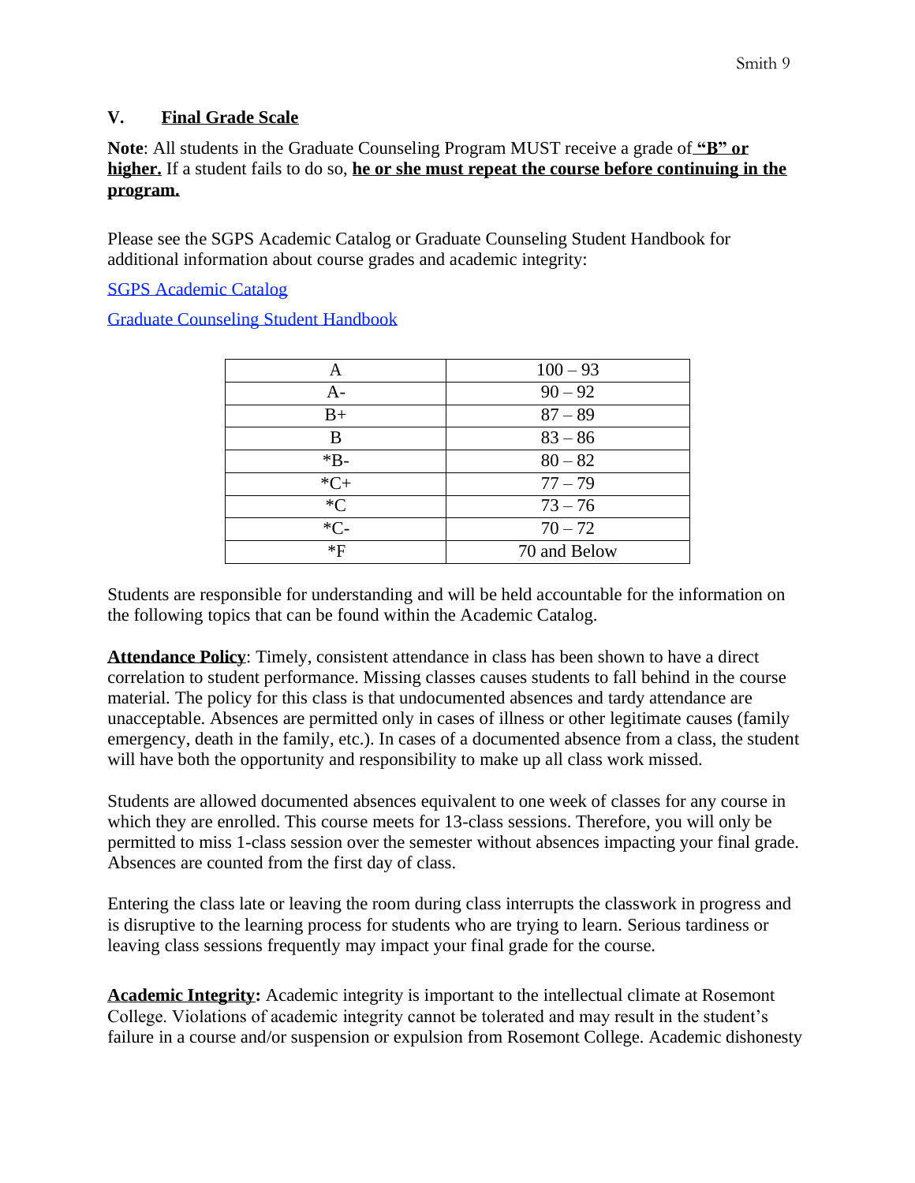## V. <u>Final Grade Scale</u>

**Note**: All students in the Graduate Counseling Program MUST receive a grade of **<u>"B" or higher.</u>** If a student fails to do so, **<u>he or she must repeat the course before continuing in the program.</u>**

Please see the SGPS Academic Catalog or Graduate Counseling Student Handbook for additional information about course grades and academic integrity:

[SGPS Academic Catalog]()

[Graduate Counseling Student Handbook]()

| Grade | Range |
|---|---|
| A | 100 – 93 |
| A- | 90 – 92 |
| B+ | 87 – 89 |
| B | 83 – 86 |
| *B- | 80 – 82 |
| *C+ | 77 – 79 |
| *C | 73 – 76 |
| *C- | 70 – 72 |
| *F | 70 and Below |

Students are responsible for understanding and will be held accountable for the information on the following topics that can be found within the Academic Catalog.

**<u>Attendance Policy</u>**: Timely, consistent attendance in class has been shown to have a direct correlation to student performance. Missing classes causes students to fall behind in the course material. The policy for this class is that undocumented absences and tardy attendance are unacceptable. Absences are permitted only in cases of illness or other legitimate causes (family emergency, death in the family, etc.). In cases of a documented absence from a class, the student will have both the opportunity and responsibility to make up all class work missed.

Students are allowed documented absences equivalent to one week of classes for any course in which they are enrolled. This course meets for 13-class sessions. Therefore, you will only be permitted to miss 1-class session over the semester without absences impacting your final grade. Absences are counted from the first day of class.

Entering the class late or leaving the room during class interrupts the classwork in progress and is disruptive to the learning process for students who are trying to learn. Serious tardiness or leaving class sessions frequently may impact your final grade for the course.

**<u>Academic Integrity</u>:** Academic integrity is important to the intellectual climate at Rosemont College. Violations of academic integrity cannot be tolerated and may result in the student's failure in a course and/or suspension or expulsion from Rosemont College. Academic dishonesty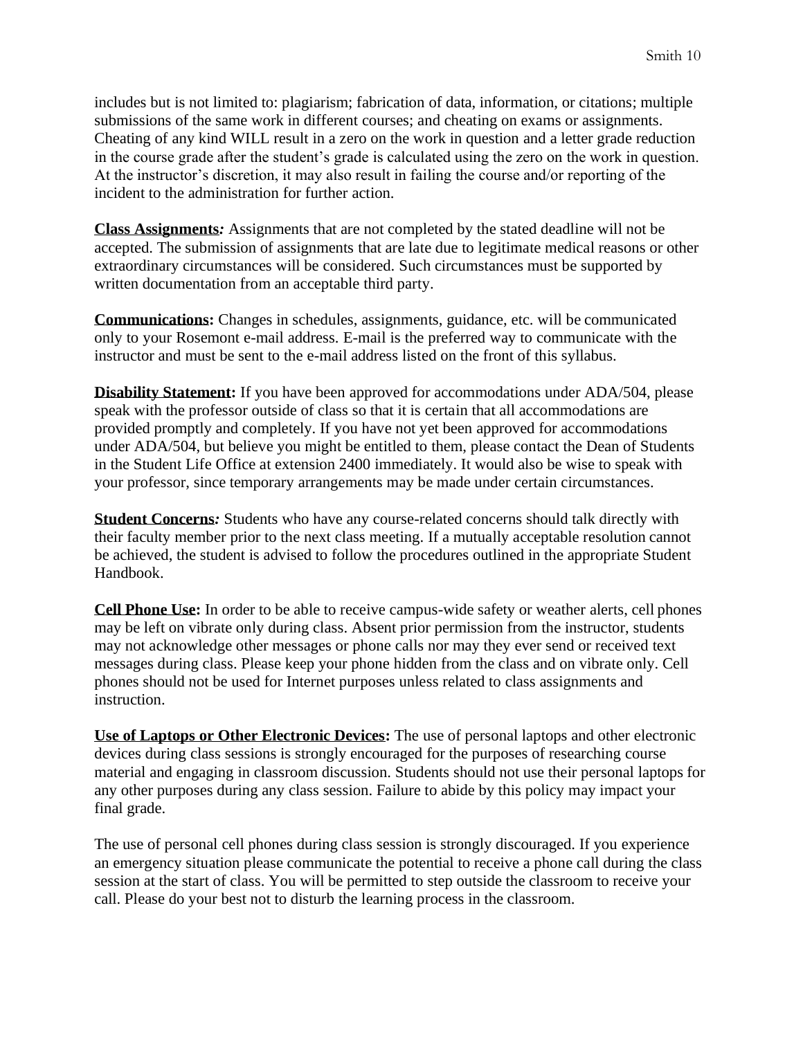includes but is not limited to: plagiarism; fabrication of data, information, or citations; multiple submissions of the same work in different courses; and cheating on exams or assignments. Cheating of any kind WILL result in a zero on the work in question and a letter grade reduction in the course grade after the student's grade is calculated using the zero on the work in question. At the instructor's discretion, it may also result in failing the course and/or reporting of the incident to the administration for further action.

**Class Assignments*:*** Assignments that are not completed by the stated deadline will not be accepted. The submission of assignments that are late due to legitimate medical reasons or other extraordinary circumstances will be considered. Such circumstances must be supported by written documentation from an acceptable third party.

**Communications:** Changes in schedules, assignments, guidance, etc. will be communicated only to your Rosemont e-mail address. E-mail is the preferred way to communicate with the instructor and must be sent to the e-mail address listed on the front of this syllabus.

**Disability Statement:** If you have been approved for accommodations under ADA/504, please speak with the professor outside of class so that it is certain that all accommodations are provided promptly and completely. If you have not yet been approved for accommodations under ADA/504, but believe you might be entitled to them, please contact the Dean of Students in the Student Life Office at extension 2400 immediately. It would also be wise to speak with your professor, since temporary arrangements may be made under certain circumstances.

**Student Concerns*:*** Students who have any course-related concerns should talk directly with their faculty member prior to the next class meeting. If a mutually acceptable resolution cannot be achieved, the student is advised to follow the procedures outlined in the appropriate Student Handbook.

**Cell Phone Use:** In order to be able to receive campus-wide safety or weather alerts, cell phones may be left on vibrate only during class. Absent prior permission from the instructor, students may not acknowledge other messages or phone calls nor may they ever send or received text messages during class. Please keep your phone hidden from the class and on vibrate only. Cell phones should not be used for Internet purposes unless related to class assignments and instruction.

**Use of Laptops or Other Electronic Devices:** The use of personal laptops and other electronic devices during class sessions is strongly encouraged for the purposes of researching course material and engaging in classroom discussion. Students should not use their personal laptops for any other purposes during any class session. Failure to abide by this policy may impact your final grade.

The use of personal cell phones during class session is strongly discouraged. If you experience an emergency situation please communicate the potential to receive a phone call during the class session at the start of class. You will be permitted to step outside the classroom to receive your call. Please do your best not to disturb the learning process in the classroom.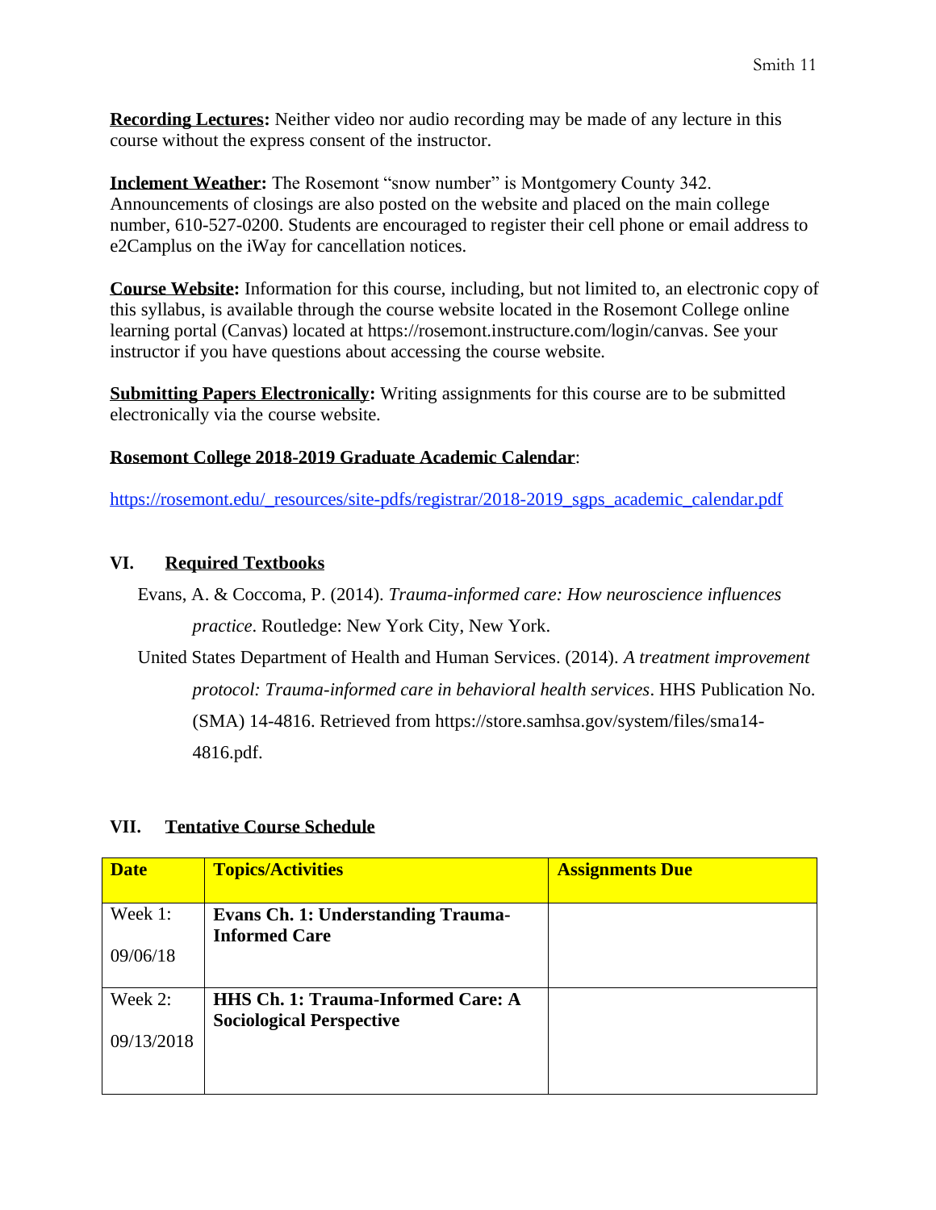**Recording Lectures:** Neither video nor audio recording may be made of any lecture in this course without the express consent of the instructor.

**Inclement Weather:** The Rosemont "snow number" is Montgomery County 342. Announcements of closings are also posted on the website and placed on the main college number, 610-527-0200. Students are encouraged to register their cell phone or email address to e2Camplus on the iWay for cancellation notices.

**Course Website:** Information for this course, including, but not limited to, an electronic copy of this syllabus, is available through the course website located in the Rosemont College online learning portal (Canvas) located at https://rosemont.instructure.com/login/canvas. See your instructor if you have questions about accessing the course website.

**Submitting Papers Electronically:** Writing assignments for this course are to be submitted electronically via the course website.

**Rosemont College 2018-2019 Graduate Academic Calendar**:

https://rosemont.edu/_resources/site-pdfs/registrar/2018-2019_sgps_academic_calendar.pdf

## VI. Required Textbooks

Evans, A. & Coccoma, P. (2014). *Trauma-informed care: How neuroscience influences practice*. Routledge: New York City, New York.

United States Department of Health and Human Services. (2014). *A treatment improvement protocol: Trauma-informed care in behavioral health services*. HHS Publication No. (SMA) 14-4816. Retrieved from https://store.samhsa.gov/system/files/sma14-4816.pdf.

## VII. Tentative Course Schedule

| Date | Topics/Activities | Assignments Due |
|---|---|---|
| Week 1: 09/06/18 | **Evans Ch. 1: Understanding Trauma-Informed Care** | |
| Week 2: 09/13/2018 | **HHS Ch. 1: Trauma-Informed Care: A Sociological Perspective** | |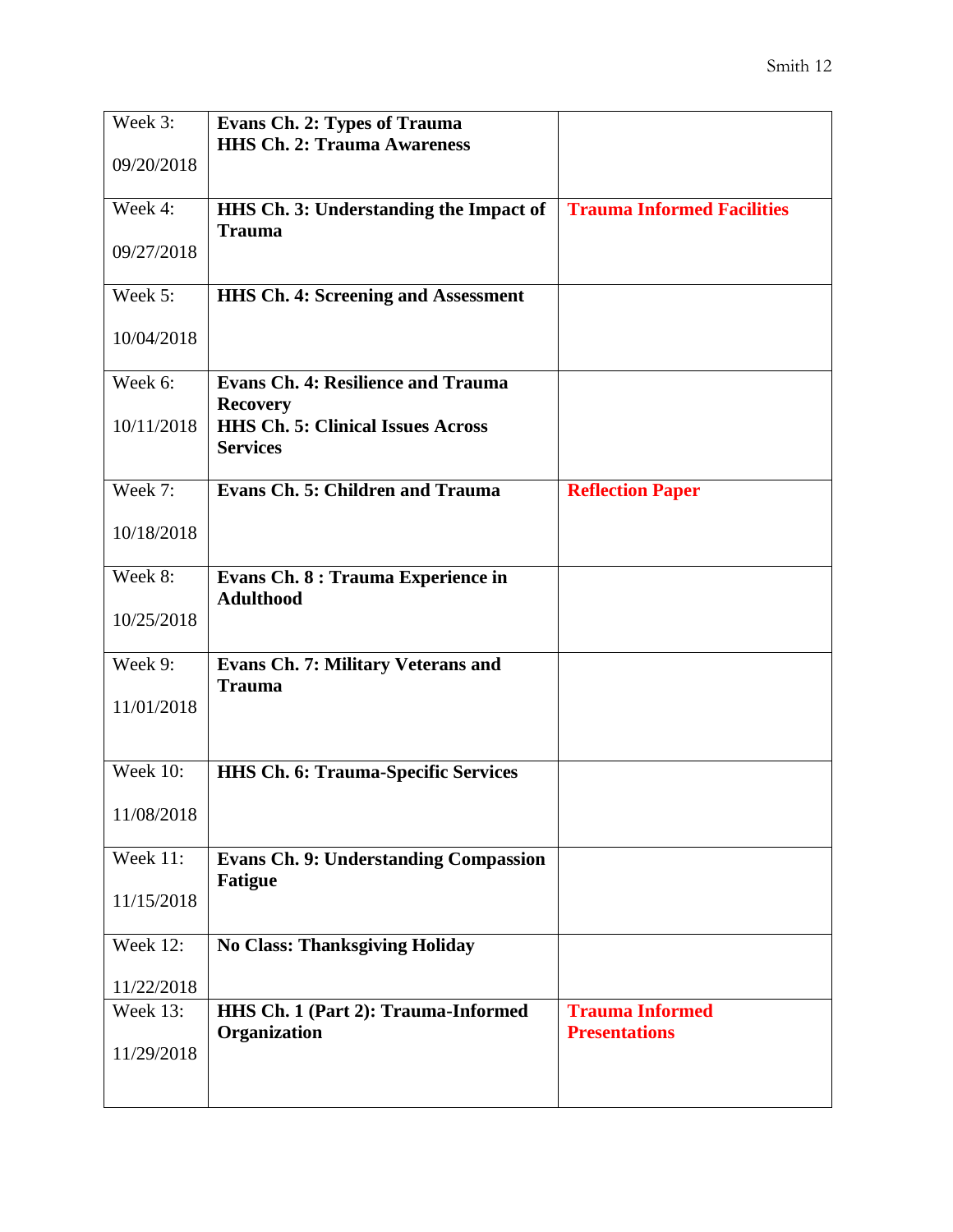| Week 3:<br><br>09/20/2018 | **Evans Ch. 2: Types of Trauma**<br>**HHS Ch. 2: Trauma Awareness** | |
|---|---|---|
| Week 4:<br><br>09/27/2018 | **HHS Ch. 3: Understanding the Impact of Trauma** | **Trauma Informed Facilities** |
| Week 5:<br><br>10/04/2018 | **HHS Ch. 4: Screening and Assessment** | |
| Week 6:<br><br>10/11/2018 | **Evans Ch. 4: Resilience and Trauma Recovery**<br>**HHS Ch. 5: Clinical Issues Across Services** | |
| Week 7:<br><br>10/18/2018 | **Evans Ch. 5: Children and Trauma** | **Reflection Paper** |
| Week 8:<br><br>10/25/2018 | **Evans Ch. 8 : Trauma Experience in Adulthood** | |
| Week 9:<br><br>11/01/2018 | **Evans Ch. 7: Military Veterans and Trauma** | |
| Week 10:<br><br>11/08/2018 | **HHS Ch. 6: Trauma-Specific Services** | |
| Week 11:<br><br>11/15/2018 | **Evans Ch. 9: Understanding Compassion Fatigue** | |
| Week 12:<br><br>11/22/2018 | **No Class: Thanksgiving Holiday** | |
| Week 13:<br><br>11/29/2018 | **HHS Ch. 1 (Part 2): Trauma-Informed Organization** | **Trauma Informed Presentations** |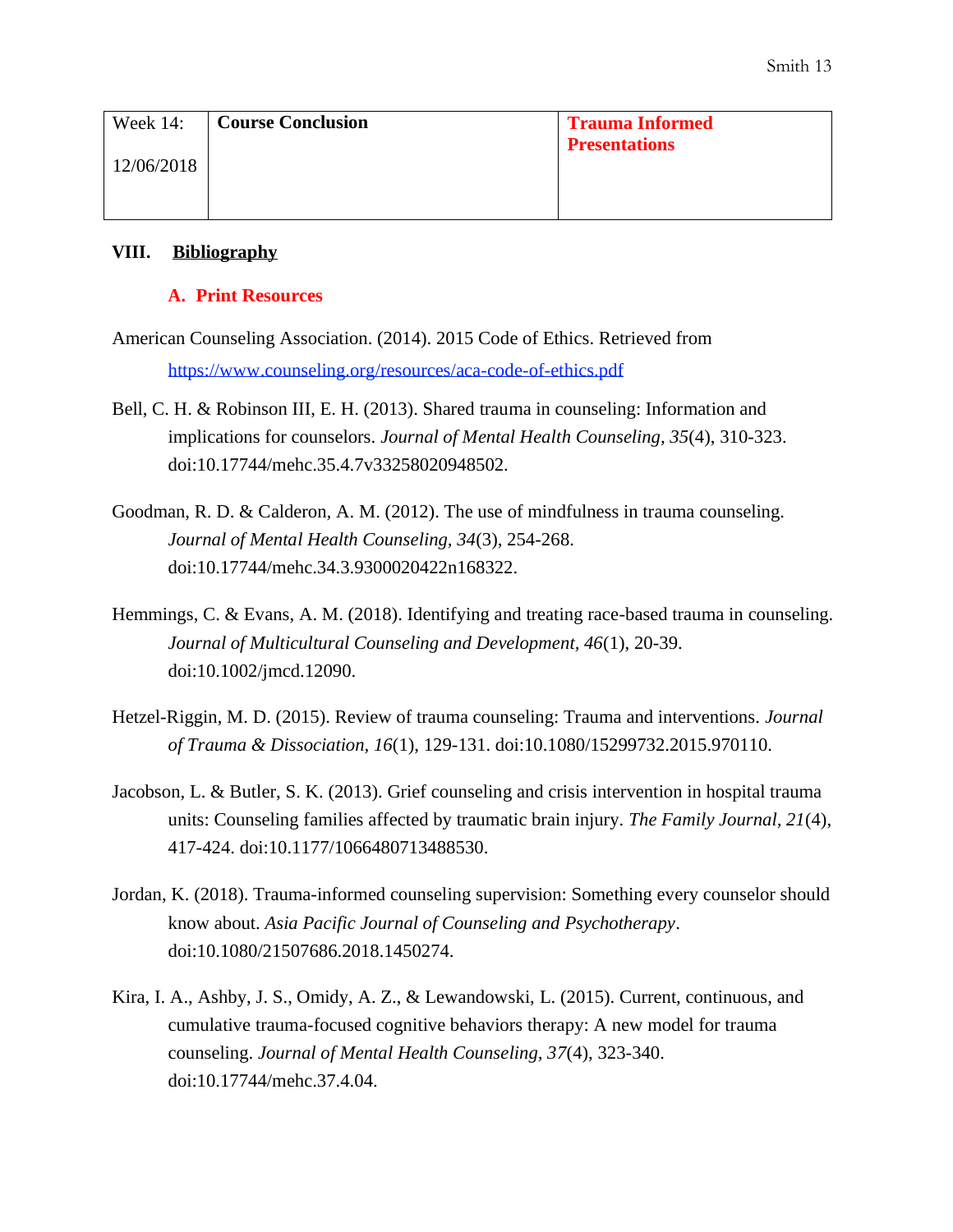| Week 14:<br><br>12/06/2018 | **Course Conclusion** | **Trauma Informed Presentations** |
|---|---|---|

## VIII. Bibliography

### A. Print Resources

American Counseling Association. (2014). 2015 Code of Ethics. Retrieved from https://www.counseling.org/resources/aca-code-of-ethics.pdf

Bell, C. H. & Robinson III, E. H. (2013). Shared trauma in counseling: Information and implications for counselors. *Journal of Mental Health Counseling, 35*(4), 310-323. doi:10.17744/mehc.35.4.7v33258020948502.

Goodman, R. D. & Calderon, A. M. (2012). The use of mindfulness in trauma counseling. *Journal of Mental Health Counseling, 34*(3), 254-268. doi:10.17744/mehc.34.3.9300020422n168322.

Hemmings, C. & Evans, A. M. (2018). Identifying and treating race-based trauma in counseling. *Journal of Multicultural Counseling and Development, 46*(1), 20-39. doi:10.1002/jmcd.12090.

Hetzel-Riggin, M. D. (2015). Review of trauma counseling: Trauma and interventions. *Journal of Trauma & Dissociation, 16*(1), 129-131. doi:10.1080/15299732.2015.970110.

Jacobson, L. & Butler, S. K. (2013). Grief counseling and crisis intervention in hospital trauma units: Counseling families affected by traumatic brain injury. *The Family Journal, 21*(4), 417-424. doi:10.1177/1066480713488530.

Jordan, K. (2018). Trauma-informed counseling supervision: Something every counselor should know about. *Asia Pacific Journal of Counseling and Psychotherapy*. doi:10.1080/21507686.2018.1450274.

Kira, I. A., Ashby, J. S., Omidy, A. Z., & Lewandowski, L. (2015). Current, continuous, and cumulative trauma-focused cognitive behaviors therapy: A new model for trauma counseling. *Journal of Mental Health Counseling, 37*(4), 323-340. doi:10.17744/mehc.37.4.04.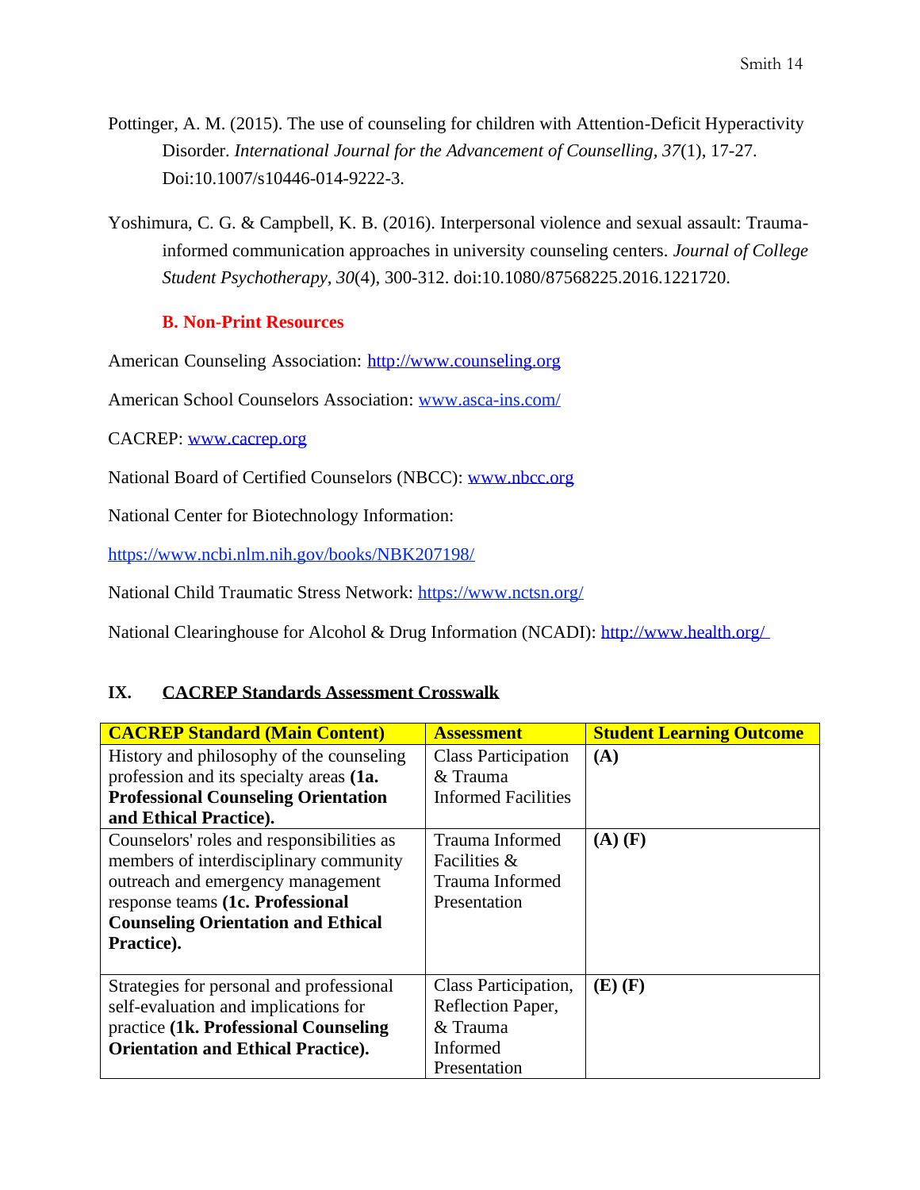Pottinger, A. M. (2015). The use of counseling for children with Attention-Deficit Hyperactivity Disorder. *International Journal for the Advancement of Counselling, 37*(1), 17-27. Doi:10.1007/s10446-014-9222-3.

Yoshimura, C. G. & Campbell, K. B. (2016). Interpersonal violence and sexual assault: Trauma-informed communication approaches in university counseling centers. *Journal of College Student Psychotherapy, 30*(4), 300-312. doi:10.1080/87568225.2016.1221720.

### B. Non-Print Resources

American Counseling Association: http://www.counseling.org

American School Counselors Association: www.asca-ins.com/

CACREP: www.cacrep.org

National Board of Certified Counselors (NBCC): www.nbcc.org

National Center for Biotechnology Information:

https://www.ncbi.nlm.nih.gov/books/NBK207198/

National Child Traumatic Stress Network: https://www.nctsn.org/

National Clearinghouse for Alcohol & Drug Information (NCADI): http://www.health.org/

## IX. CACREP Standards Assessment Crosswalk

| CACREP Standard (Main Content) | Assessment | Student Learning Outcome |
|---|---|---|
| History and philosophy of the counseling profession and its specialty areas **(1a. Professional Counseling Orientation and Ethical Practice).** | Class Participation & Trauma Informed Facilities | **(A)** |
| Counselors' roles and responsibilities as members of interdisciplinary community outreach and emergency management response teams **(1c. Professional Counseling Orientation and Ethical Practice).** | Trauma Informed Facilities & Trauma Informed Presentation | **(A) (F)** |
| Strategies for personal and professional self-evaluation and implications for practice **(1k. Professional Counseling Orientation and Ethical Practice).** | Class Participation, Reflection Paper, & Trauma Informed Presentation | **(E) (F)** |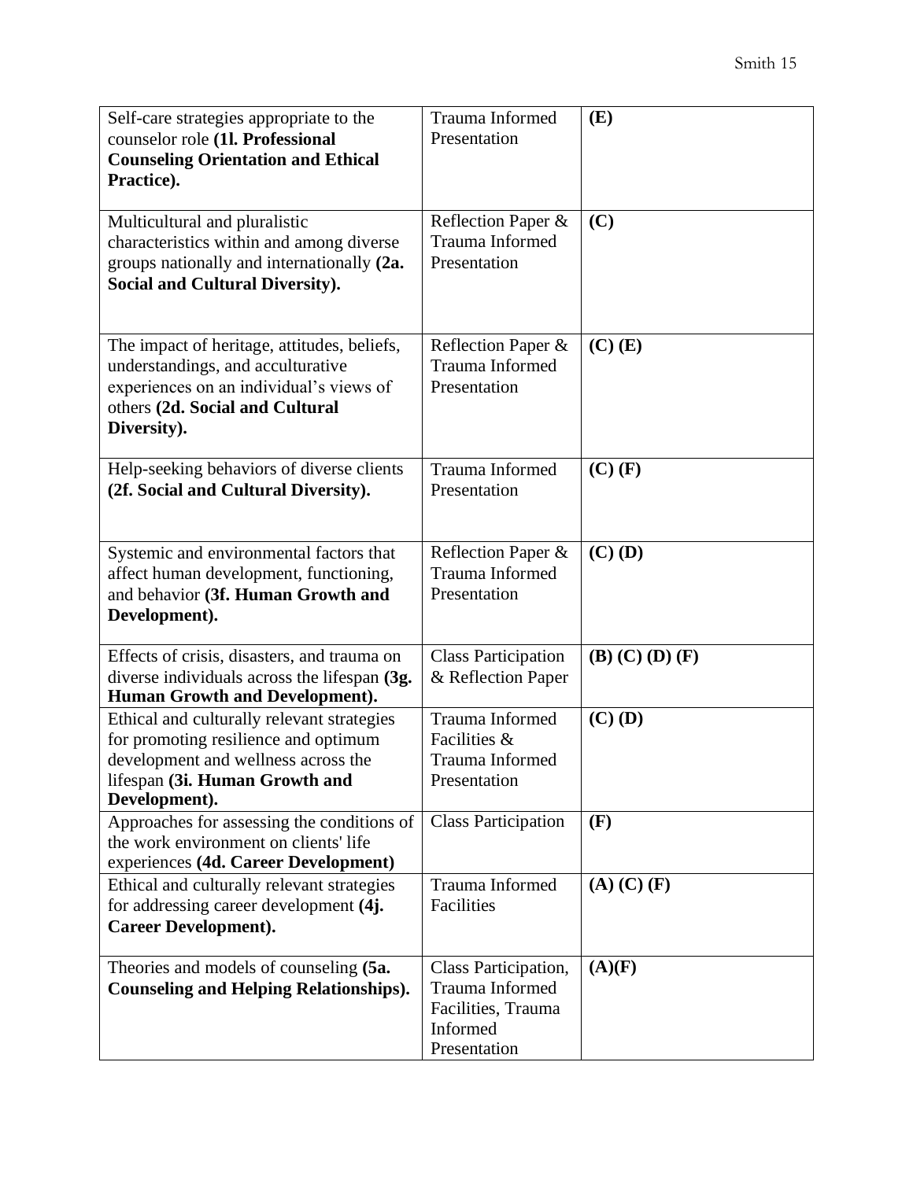| | | |
|---|---|---|
| Self-care strategies appropriate to the counselor role **(1l. Professional Counseling Orientation and Ethical Practice).** | Trauma Informed Presentation | **(E)** |
| Multicultural and pluralistic characteristics within and among diverse groups nationally and internationally **(2a. Social and Cultural Diversity).** | Reflection Paper & Trauma Informed Presentation | **(C)** |
| The impact of heritage, attitudes, beliefs, understandings, and acculturative experiences on an individual's views of others **(2d. Social and Cultural Diversity).** | Reflection Paper & Trauma Informed Presentation | **(C) (E)** |
| Help-seeking behaviors of diverse clients **(2f. Social and Cultural Diversity).** | Trauma Informed Presentation | **(C) (F)** |
| Systemic and environmental factors that affect human development, functioning, and behavior **(3f. Human Growth and Development).** | Reflection Paper & Trauma Informed Presentation | **(C) (D)** |
| Effects of crisis, disasters, and trauma on diverse individuals across the lifespan **(3g. Human Growth and Development).** | Class Participation & Reflection Paper | **(B) (C) (D) (F)** |
| Ethical and culturally relevant strategies for promoting resilience and optimum development and wellness across the lifespan **(3i. Human Growth and Development).** | Trauma Informed Facilities & Trauma Informed Presentation | **(C) (D)** |
| Approaches for assessing the conditions of the work environment on clients' life experiences **(4d. Career Development)** | Class Participation | **(F)** |
| Ethical and culturally relevant strategies for addressing career development **(4j. Career Development).** | Trauma Informed Facilities | **(A) (C) (F)** |
| Theories and models of counseling **(5a. Counseling and Helping Relationships).** | Class Participation, Trauma Informed Facilities, Trauma Informed Presentation | **(A)(F)** |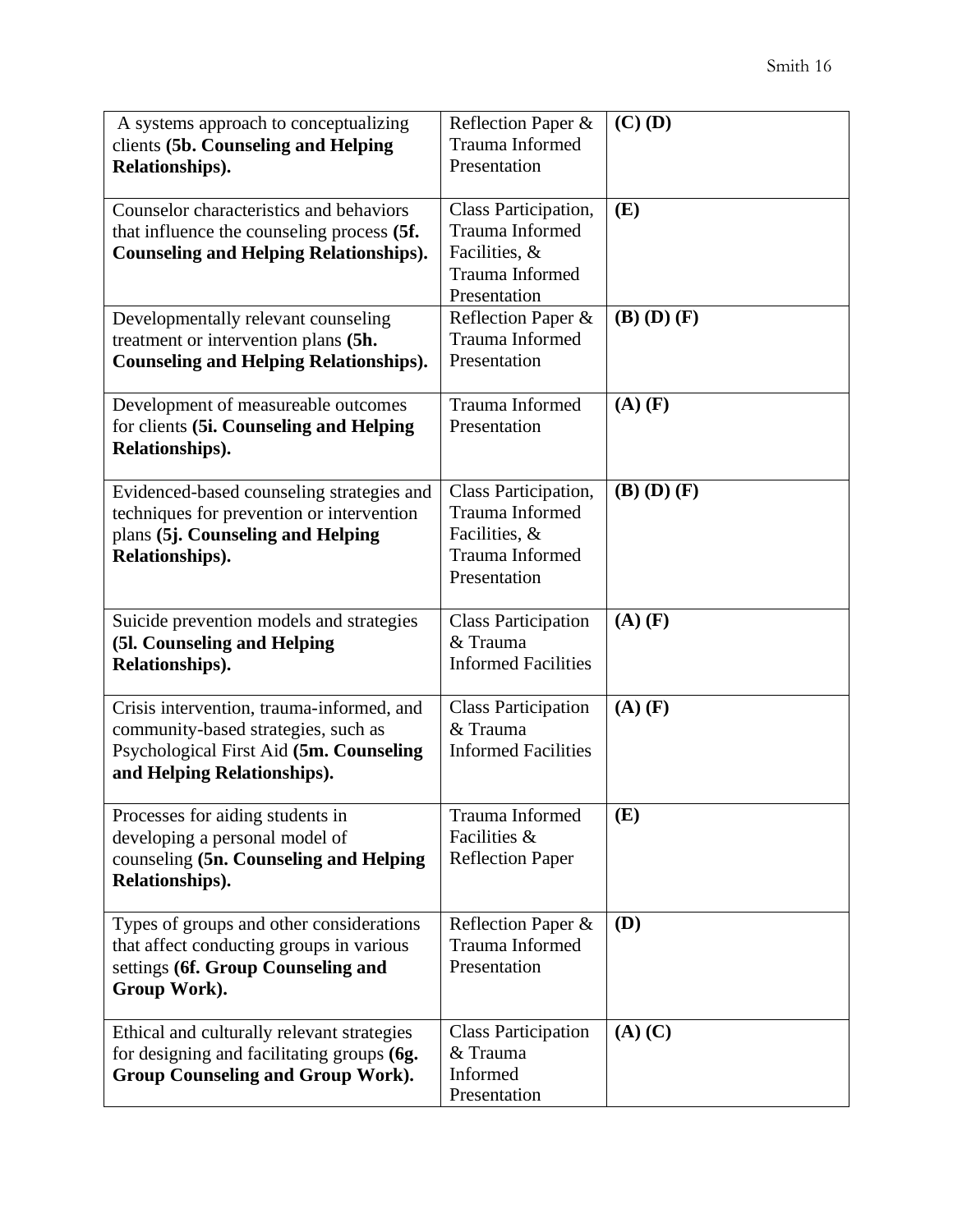| A systems approach to conceptualizing clients **(5b. Counseling and Helping Relationships).** | Reflection Paper & Trauma Informed Presentation | **(C) (D)** |
|---|---|---|
| Counselor characteristics and behaviors that influence the counseling process **(5f. Counseling and Helping Relationships).** | Class Participation, Trauma Informed Facilities, & Trauma Informed Presentation | **(E)** |
| Developmentally relevant counseling treatment or intervention plans **(5h. Counseling and Helping Relationships).** | Reflection Paper & Trauma Informed Presentation | **(B) (D) (F)** |
| Development of measureable outcomes for clients **(5i. Counseling and Helping Relationships).** | Trauma Informed Presentation | **(A) (F)** |
| Evidenced-based counseling strategies and techniques for prevention or intervention plans **(5j. Counseling and Helping Relationships).** | Class Participation, Trauma Informed Facilities, & Trauma Informed Presentation | **(B) (D) (F)** |
| Suicide prevention models and strategies **(5l. Counseling and Helping Relationships).** | Class Participation & Trauma Informed Facilities | **(A) (F)** |
| Crisis intervention, trauma-informed, and community-based strategies, such as Psychological First Aid **(5m. Counseling and Helping Relationships).** | Class Participation & Trauma Informed Facilities | **(A) (F)** |
| Processes for aiding students in developing a personal model of counseling **(5n. Counseling and Helping Relationships).** | Trauma Informed Facilities & Reflection Paper | **(E)** |
| Types of groups and other considerations that affect conducting groups in various settings **(6f. Group Counseling and Group Work).** | Reflection Paper & Trauma Informed Presentation | **(D)** |
| Ethical and culturally relevant strategies for designing and facilitating groups **(6g. Group Counseling and Group Work).** | Class Participation & Trauma Informed Presentation | **(A) (C)** |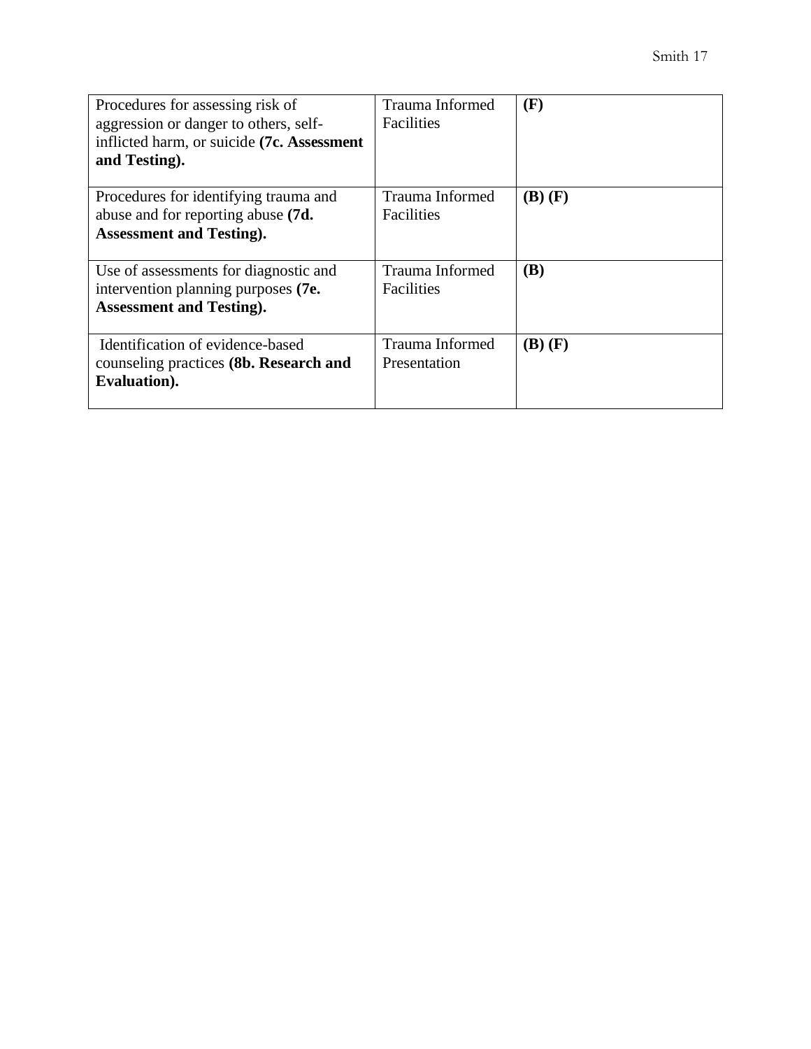| | | |
|---|---|---|
| Procedures for assessing risk of aggression or danger to others, self-inflicted harm, or suicide **(7c. Assessment and Testing).** | Trauma Informed Facilities | **(F)** |
| Procedures for identifying trauma and abuse and for reporting abuse **(7d. Assessment and Testing).** | Trauma Informed Facilities | **(B) (F)** |
| Use of assessments for diagnostic and intervention planning purposes **(7e. Assessment and Testing).** | Trauma Informed Facilities | **(B)** |
| Identification of evidence-based counseling practices **(8b. Research and Evaluation).** | Trauma Informed Presentation | **(B) (F)** |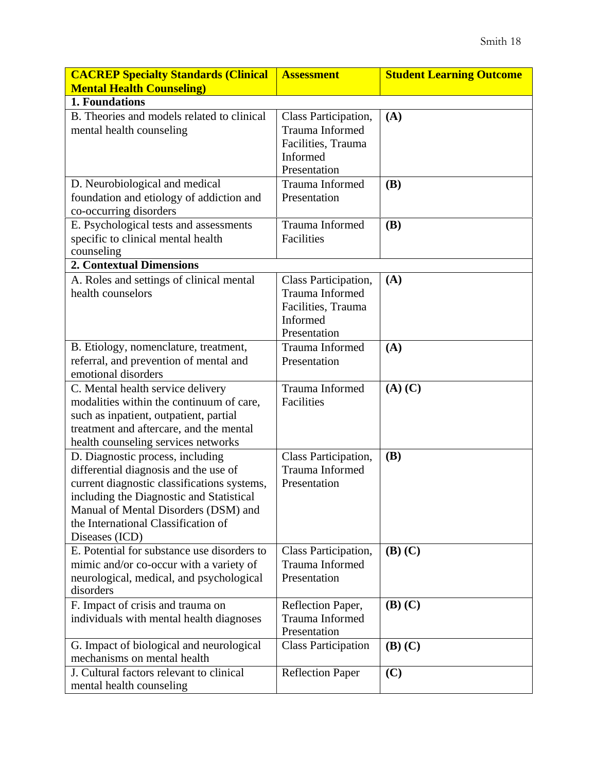| CACREP Specialty Standards (Clinical Mental Health Counseling) | Assessment | Student Learning Outcome |
|---|---|---|
| **1. Foundations** | | |
| B. Theories and models related to clinical mental health counseling | Class Participation, Trauma Informed Facilities, Trauma Informed Presentation | **(A)** |
| D. Neurobiological and medical foundation and etiology of addiction and co-occurring disorders | Trauma Informed Presentation | **(B)** |
| E. Psychological tests and assessments specific to clinical mental health counseling | Trauma Informed Facilities | **(B)** |
| **2. Contextual Dimensions** | | |
| A. Roles and settings of clinical mental health counselors | Class Participation, Trauma Informed Facilities, Trauma Informed Presentation | **(A)** |
| B. Etiology, nomenclature, treatment, referral, and prevention of mental and emotional disorders | Trauma Informed Presentation | **(A)** |
| C. Mental health service delivery modalities within the continuum of care, such as inpatient, outpatient, partial treatment and aftercare, and the mental health counseling services networks | Trauma Informed Facilities | **(A) (C)** |
| D. Diagnostic process, including differential diagnosis and the use of current diagnostic classifications systems, including the Diagnostic and Statistical Manual of Mental Disorders (DSM) and the International Classification of Diseases (ICD) | Class Participation, Trauma Informed Presentation | **(B)** |
| E. Potential for substance use disorders to mimic and/or co-occur with a variety of neurological, medical, and psychological disorders | Class Participation, Trauma Informed Presentation | **(B) (C)** |
| F. Impact of crisis and trauma on individuals with mental health diagnoses | Reflection Paper, Trauma Informed Presentation | **(B) (C)** |
| G. Impact of biological and neurological mechanisms on mental health | Class Participation | **(B) (C)** |
| J. Cultural factors relevant to clinical mental health counseling | Reflection Paper | **(C)** |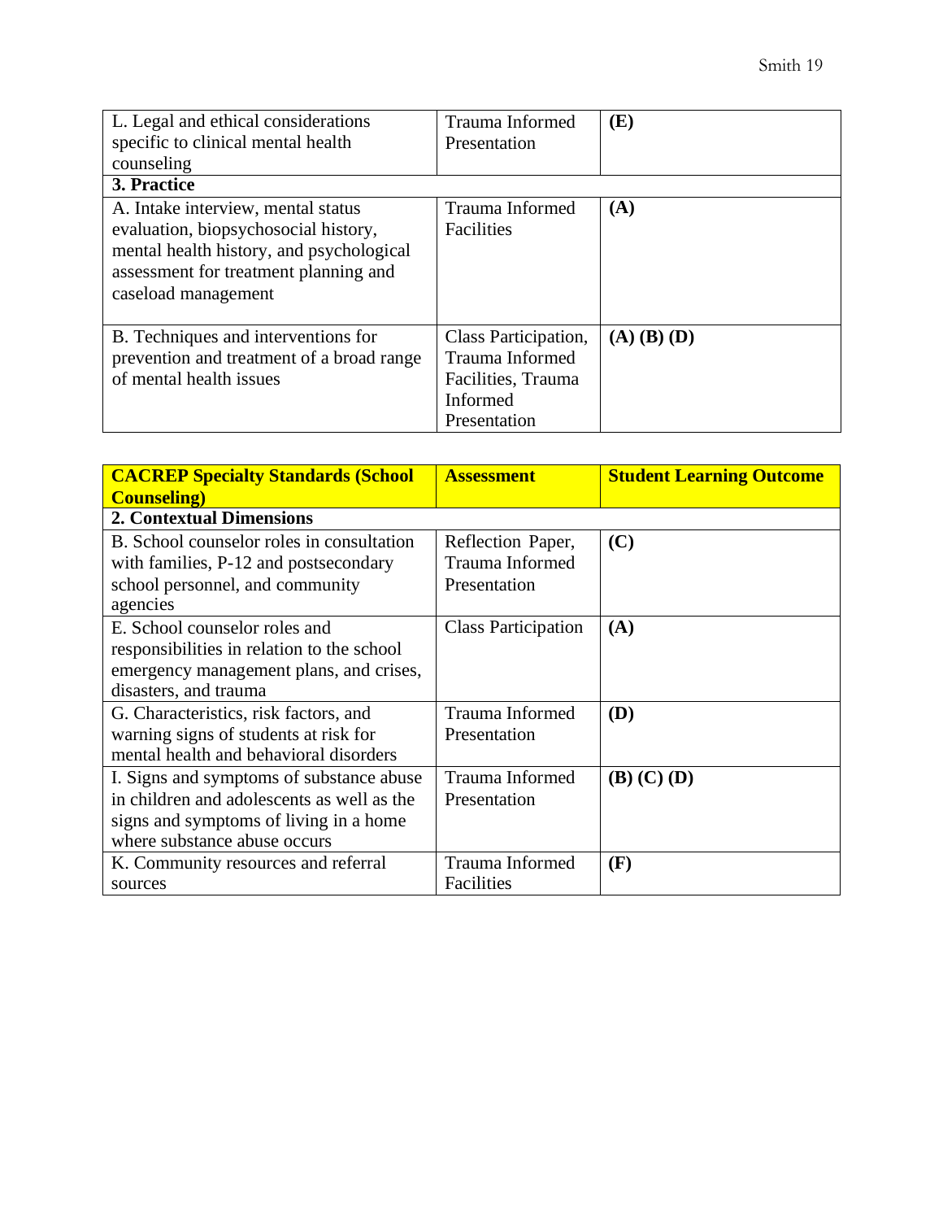| | | |
|---|---|---|
| L. Legal and ethical considerations specific to clinical mental health counseling | Trauma Informed Presentation | **(E)** |
| **3. Practice** | | |
| A. Intake interview, mental status evaluation, biopsychosocial history, mental health history, and psychological assessment for treatment planning and caseload management | Trauma Informed Facilities | **(A)** |
| B. Techniques and interventions for prevention and treatment of a broad range of mental health issues | Class Participation, Trauma Informed Facilities, Trauma Informed Presentation | **(A) (B) (D)** |

| **CACREP Specialty Standards (School Counseling)** | **Assessment** | **Student Learning Outcome** |
|---|---|---|
| **2. Contextual Dimensions** | | |
| B. School counselor roles in consultation with families, P-12 and postsecondary school personnel, and community agencies | Reflection Paper, Trauma Informed Presentation | **(C)** |
| E. School counselor roles and responsibilities in relation to the school emergency management plans, and crises, disasters, and trauma | Class Participation | **(A)** |
| G. Characteristics, risk factors, and warning signs of students at risk for mental health and behavioral disorders | Trauma Informed Presentation | **(D)** |
| I. Signs and symptoms of substance abuse in children and adolescents as well as the signs and symptoms of living in a home where substance abuse occurs | Trauma Informed Presentation | **(B) (C) (D)** |
| K. Community resources and referral sources | Trauma Informed Facilities | **(F)** |